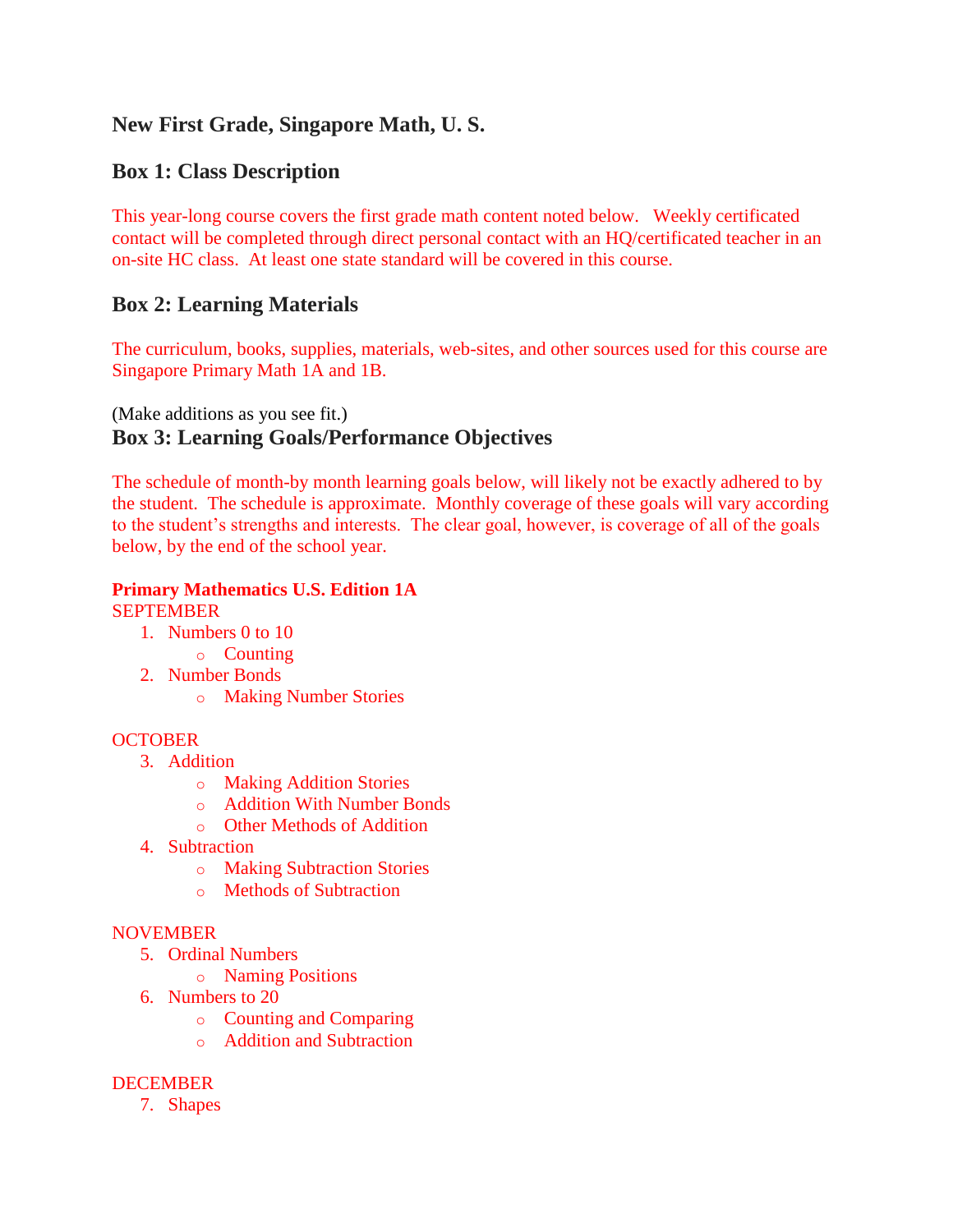## New First Grade, Singapore Math, U. S.

## Box 1: Class Description

This year-long course covers the first grade math content noted below. Weekly certificated contact will be completed through direct personal contact with an HQ/certificated teacher in an on-site HC class. At least one state standard will be covered in this course.

## Box 2: Learning Materials

The curriculum, books, supplies, materials, web-sites, and other sources used for this course are Singapore Primary Math 1A and 1B.

(Make additions as you see fit.)

## Box 3: Learning Goals/Performance Objectives

The schedule of month-by month learning goals below, will likely not be exactly adhered to by the student. The schedule is approximate. Monthly coverage of these goals will vary according to the student's strengths and interests. The clear goal, however, is coverage of all of the goals below, by the end of the school year.

**Primary Mathematics U.S. Edition 1A**

SEPTEMBER

1. Numbers 0 to 10
    - Counting
2. Number Bonds
    - Making Number Stories

OCTOBER

3. Addition
    - Making Addition Stories
    - Addition With Number Bonds
    - Other Methods of Addition
4. Subtraction
    - Making Subtraction Stories
    - Methods of Subtraction

NOVEMBER

5. Ordinal Numbers
    - Naming Positions
6. Numbers to 20
    - Counting and Comparing
    - Addition and Subtraction

DECEMBER

7. Shapes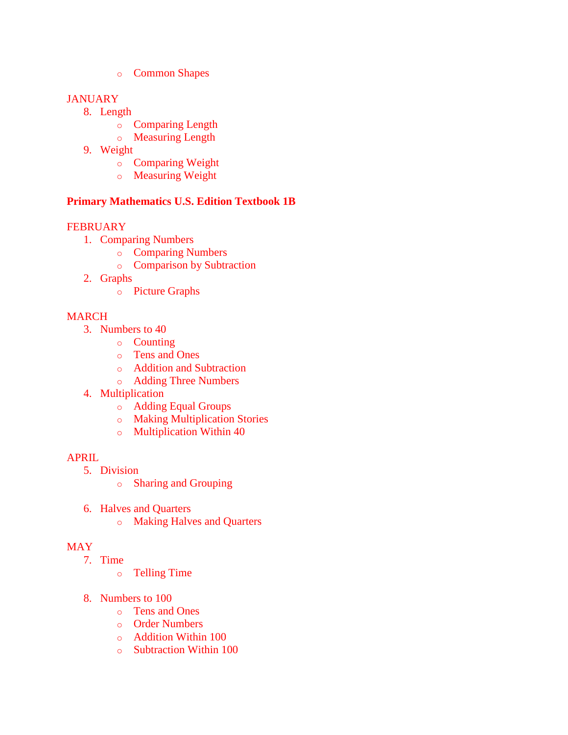- Common Shapes

JANUARY

8. Length
   - Comparing Length
   - Measuring Length
9. Weight
   - Comparing Weight
   - Measuring Weight

**Primary Mathematics U.S. Edition Textbook 1B**

FEBRUARY

1. Comparing Numbers
   - Comparing Numbers
   - Comparison by Subtraction
2. Graphs
   - Picture Graphs

MARCH

3. Numbers to 40
   - Counting
   - Tens and Ones
   - Addition and Subtraction
   - Adding Three Numbers
4. Multiplication
   - Adding Equal Groups
   - Making Multiplication Stories
   - Multiplication Within 40

APRIL

5. Division
   - Sharing and Grouping

6. Halves and Quarters
   - Making Halves and Quarters

MAY

7. Time
   - Telling Time

8. Numbers to 100
   - Tens and Ones
   - Order Numbers
   - Addition Within 100
   - Subtraction Within 100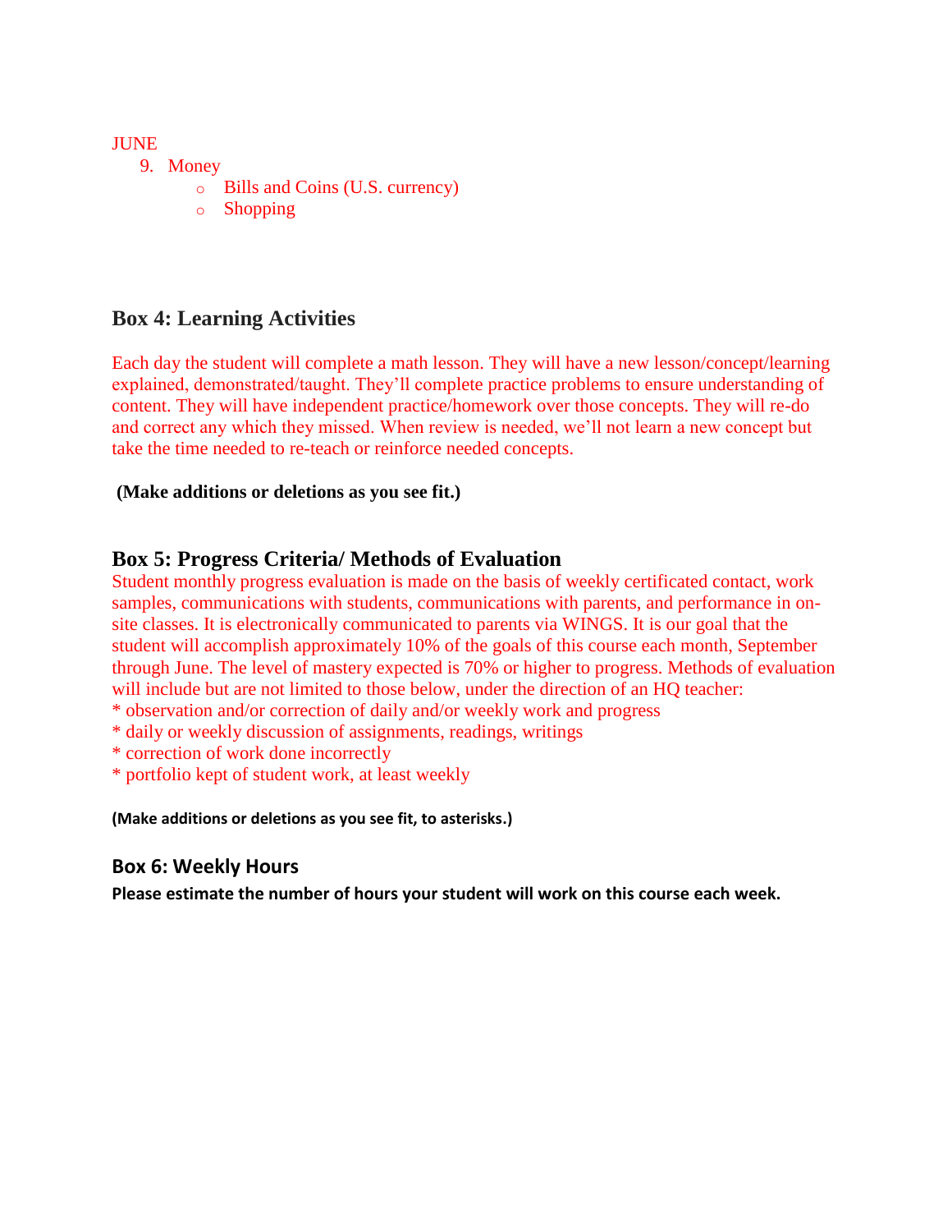JUNE

9. Money
    - Bills and Coins (U.S. currency)
    - Shopping

## Box 4: Learning Activities

Each day the student will complete a math lesson. They will have a new lesson/concept/learning explained, demonstrated/taught. They'll complete practice problems to ensure understanding of content. They will have independent practice/homework over those concepts. They will re-do and correct any which they missed. When review is needed, we'll not learn a new concept but take the time needed to re-teach or reinforce needed concepts.

**(Make additions or deletions as you see fit.)**

## Box 5: Progress Criteria/ Methods of Evaluation

Student monthly progress evaluation is made on the basis of weekly certificated contact, work samples, communications with students, communications with parents, and performance in on-site classes. It is electronically communicated to parents via WINGS. It is our goal that the student will accomplish approximately 10% of the goals of this course each month, September through June. The level of mastery expected is 70% or higher to progress. Methods of evaluation will include but are not limited to those below, under the direction of an HQ teacher:
* observation and/or correction of daily and/or weekly work and progress
* daily or weekly discussion of assignments, readings, writings
* correction of work done incorrectly
* portfolio kept of student work, at least weekly

**(Make additions or deletions as you see fit, to asterisks.)**

## Box 6: Weekly Hours

**Please estimate the number of hours your student will work on this course each week.**